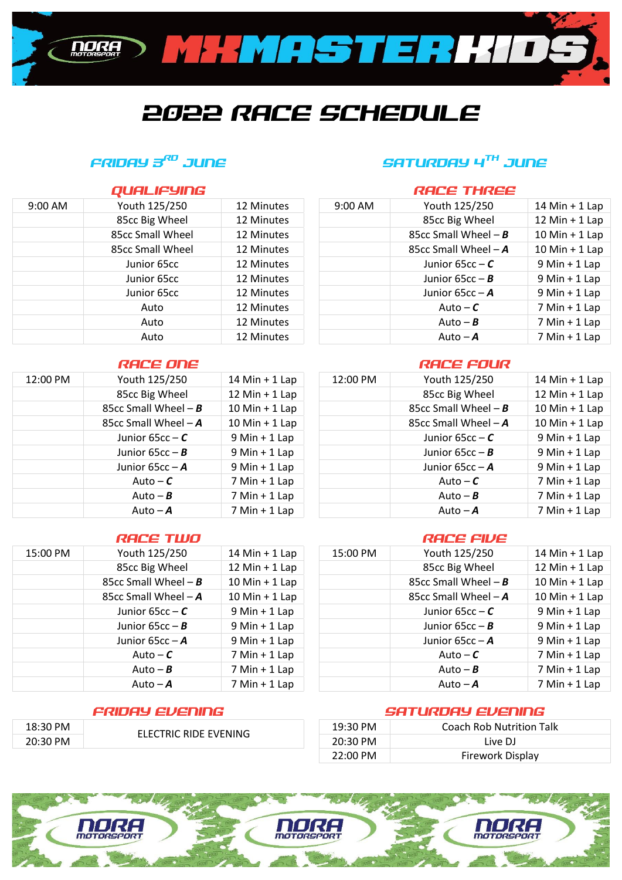# MX MASTER KIDS

# 2022 RACE SCHEDULE

## FRIDAY 3RD JUNE

### QUALIFYING

| 9:00 AM | Youth 125/250 | 12 Minutes |
|---|---|---|
| | 85cc Big Wheel | 12 Minutes |
| | 85cc Small Wheel | 12 Minutes |
| | 85cc Small Wheel | 12 Minutes |
| | Junior 65cc | 12 Minutes |
| | Junior 65cc | 12 Minutes |
| | Junior 65cc | 12 Minutes |
| | Auto | 12 Minutes |
| | Auto | 12 Minutes |
| | Auto | 12 Minutes |

### RACE ONE

| 12:00 PM | Youth 125/250 | 14 Min + 1 Lap |
|---|---|---|
| | 85cc Big Wheel | 12 Min + 1 Lap |
| | 85cc Small Wheel – ***B*** | 10 Min + 1 Lap |
| | 85cc Small Wheel – ***A*** | 10 Min + 1 Lap |
| | Junior 65cc – ***C*** | 9 Min + 1 Lap |
| | Junior 65cc – ***B*** | 9 Min + 1 Lap |
| | Junior 65cc – ***A*** | 9 Min + 1 Lap |
| | Auto – ***C*** | 7 Min + 1 Lap |
| | Auto – ***B*** | 7 Min + 1 Lap |
| | Auto – ***A*** | 7 Min + 1 Lap |

### RACE TWO

| 15:00 PM | Youth 125/250 | 14 Min + 1 Lap |
|---|---|---|
| | 85cc Big Wheel | 12 Min + 1 Lap |
| | 85cc Small Wheel – ***B*** | 10 Min + 1 Lap |
| | 85cc Small Wheel – ***A*** | 10 Min + 1 Lap |
| | Junior 65cc – ***C*** | 9 Min + 1 Lap |
| | Junior 65cc – ***B*** | 9 Min + 1 Lap |
| | Junior 65cc – ***A*** | 9 Min + 1 Lap |
| | Auto – ***C*** | 7 Min + 1 Lap |
| | Auto – ***B*** | 7 Min + 1 Lap |
| | Auto – ***A*** | 7 Min + 1 Lap |

### FRIDAY EVENING

| 18:30 PM | ELECTRIC RIDE EVENING |
|---|---|
| 20:30 PM | |

## SATURDAY 4TH JUNE

### RACE THREE

| 9:00 AM | Youth 125/250 | 14 Min + 1 Lap |
|---|---|---|
| | 85cc Big Wheel | 12 Min + 1 Lap |
| | 85cc Small Wheel – ***B*** | 10 Min + 1 Lap |
| | 85cc Small Wheel – ***A*** | 10 Min + 1 Lap |
| | Junior 65cc – ***C*** | 9 Min + 1 Lap |
| | Junior 65cc – ***B*** | 9 Min + 1 Lap |
| | Junior 65cc – ***A*** | 9 Min + 1 Lap |
| | Auto – ***C*** | 7 Min + 1 Lap |
| | Auto – ***B*** | 7 Min + 1 Lap |
| | Auto – ***A*** | 7 Min + 1 Lap |

### RACE FOUR

| 12:00 PM | Youth 125/250 | 14 Min + 1 Lap |
|---|---|---|
| | 85cc Big Wheel | 12 Min + 1 Lap |
| | 85cc Small Wheel – ***B*** | 10 Min + 1 Lap |
| | 85cc Small Wheel – ***A*** | 10 Min + 1 Lap |
| | Junior 65cc – ***C*** | 9 Min + 1 Lap |
| | Junior 65cc – ***B*** | 9 Min + 1 Lap |
| | Junior 65cc – ***A*** | 9 Min + 1 Lap |
| | Auto – ***C*** | 7 Min + 1 Lap |
| | Auto – ***B*** | 7 Min + 1 Lap |
| | Auto – ***A*** | 7 Min + 1 Lap |

### RACE FIVE

| 15:00 PM | Youth 125/250 | 14 Min + 1 Lap |
|---|---|---|
| | 85cc Big Wheel | 12 Min + 1 Lap |
| | 85cc Small Wheel – ***B*** | 10 Min + 1 Lap |
| | 85cc Small Wheel – ***A*** | 10 Min + 1 Lap |
| | Junior 65cc – ***C*** | 9 Min + 1 Lap |
| | Junior 65cc – ***B*** | 9 Min + 1 Lap |
| | Junior 65cc – ***A*** | 9 Min + 1 Lap |
| | Auto – ***C*** | 7 Min + 1 Lap |
| | Auto – ***B*** | 7 Min + 1 Lap |
| | Auto – ***A*** | 7 Min + 1 Lap |

### SATURDAY EVENING

| 19:30 PM | Coach Rob Nutrition Talk |
|---|---|
| 20:30 PM | Live DJ |
| 22:00 PM | Firework Display |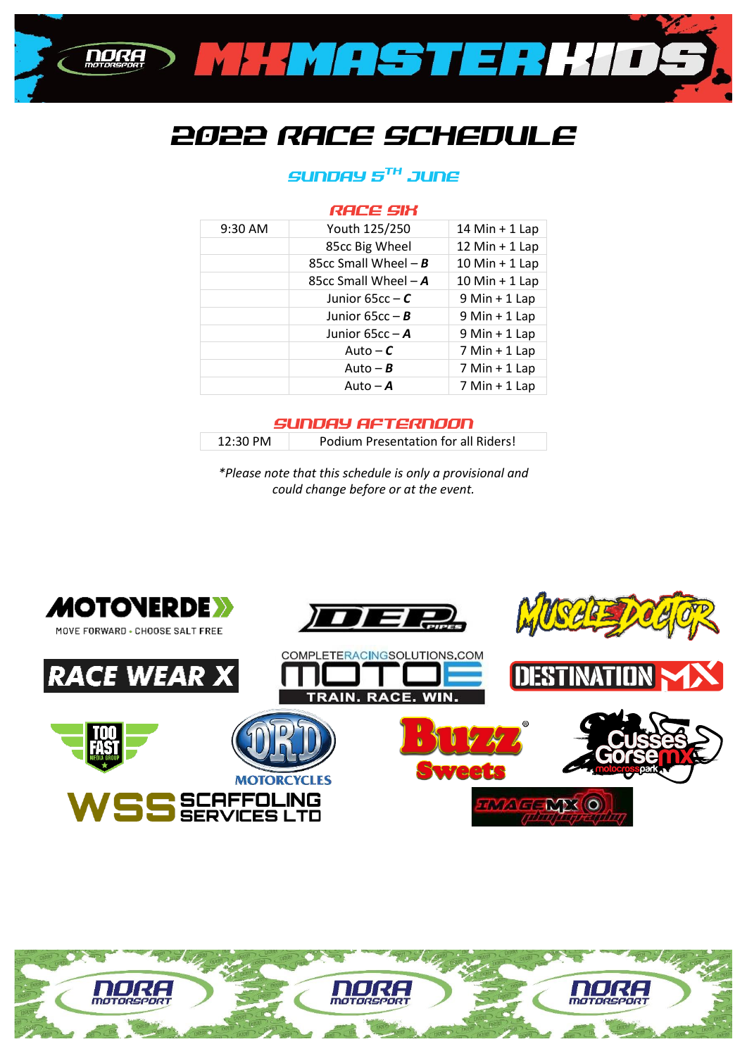# 2022 RACE SCHEDULE

## SUNDAY 5TH JUNE

### RACE SIX

| | | |
|---|---|---|
| 9:30 AM | Youth 125/250 | 14 Min + 1 Lap |
| | 85cc Big Wheel | 12 Min + 1 Lap |
| | 85cc Small Wheel – ***B*** | 10 Min + 1 Lap |
| | 85cc Small Wheel – ***A*** | 10 Min + 1 Lap |
| | Junior 65cc – ***C*** | 9 Min + 1 Lap |
| | Junior 65cc – ***B*** | 9 Min + 1 Lap |
| | Junior 65cc – ***A*** | 9 Min + 1 Lap |
| | Auto – ***C*** | 7 Min + 1 Lap |
| | Auto – ***B*** | 7 Min + 1 Lap |
| | Auto – ***A*** | 7 Min + 1 Lap |

### SUNDAY AFTERNOON

| | |
|---|---|
| 12:30 PM | Podium Presentation for all Riders! |

*\*Please note that this schedule is only a provisional and could change before or at the event.*